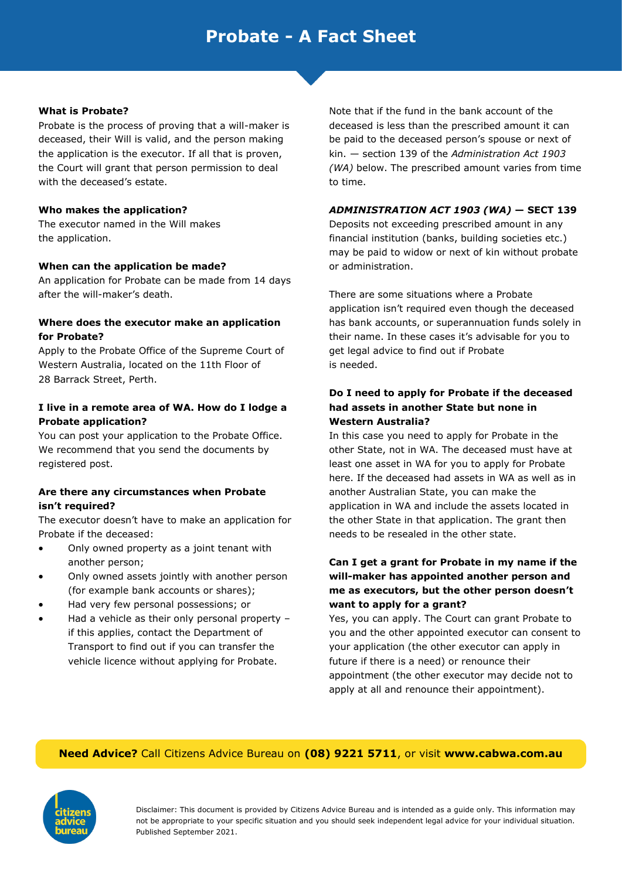# Probate - A Fact Sheet

**What is Probate?**

Probate is the process of proving that a will-maker is deceased, their Will is valid, and the person making the application is the executor. If all that is proven, the Court will grant that person permission to deal with the deceased's estate.

**Who makes the application?**

The executor named in the Will makes the application.

**When can the application be made?**

An application for Probate can be made from 14 days after the will-maker's death.

**Where does the executor make an application for Probate?**

Apply to the Probate Office of the Supreme Court of Western Australia, located on the 11th Floor of 28 Barrack Street, Perth.

**I live in a remote area of WA. How do I lodge a Probate application?**

You can post your application to the Probate Office. We recommend that you send the documents by registered post.

**Are there any circumstances when Probate isn't required?**

The executor doesn't have to make an application for Probate if the deceased:

- Only owned property as a joint tenant with another person;
- Only owned assets jointly with another person (for example bank accounts or shares);
- Had very few personal possessions; or
- Had a vehicle as their only personal property – if this applies, contact the Department of Transport to find out if you can transfer the vehicle licence without applying for Probate.

Note that if the fund in the bank account of the deceased is less than the prescribed amount it can be paid to the deceased person's spouse or next of kin. — section 139 of the *Administration Act 1903 (WA)* below. The prescribed amount varies from time to time.

***ADMINISTRATION ACT 1903 (WA)* — SECT 139**

Deposits not exceeding prescribed amount in any financial institution (banks, building societies etc.) may be paid to widow or next of kin without probate or administration.

There are some situations where a Probate application isn't required even though the deceased has bank accounts, or superannuation funds solely in their name. In these cases it's advisable for you to get legal advice to find out if Probate is needed.

**Do I need to apply for Probate if the deceased had assets in another State but none in Western Australia?**

In this case you need to apply for Probate in the other State, not in WA. The deceased must have at least one asset in WA for you to apply for Probate here. If the deceased had assets in WA as well as in another Australian State, you can make the application in WA and include the assets located in the other State in that application. The grant then needs to be resealed in the other state.

**Can I get a grant for Probate in my name if the will-maker has appointed another person and me as executors, but the other person doesn't want to apply for a grant?**

Yes, you can apply. The Court can grant Probate to you and the other appointed executor can consent to your application (the other executor can apply in future if there is a need) or renounce their appointment (the other executor may decide not to apply at all and renounce their appointment).

**Need Advice?** Call Citizens Advice Bureau on **(08) 9221 5711**, or visit **www.cabwa.com.au**

citizens advice bureau

Disclaimer: This document is provided by Citizens Advice Bureau and is intended as a guide only. This information may not be appropriate to your specific situation and you should seek independent legal advice for your individual situation. Published September 2021.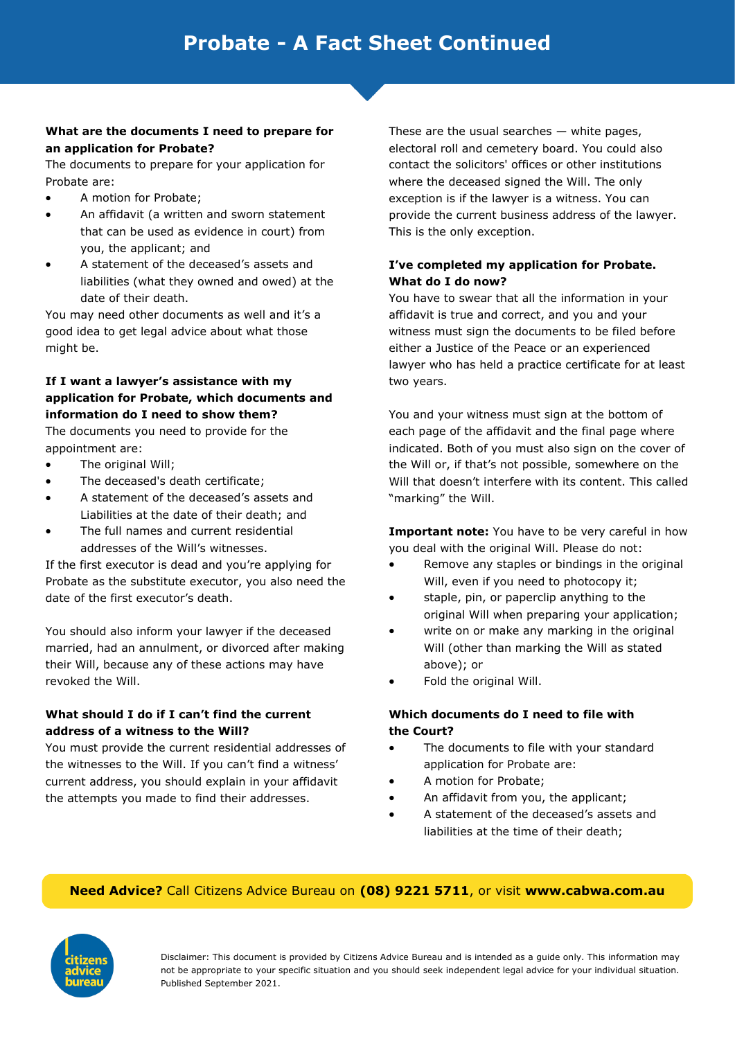# Probate - A Fact Sheet Continued

**What are the documents I need to prepare for an application for Probate?**

The documents to prepare for your application for Probate are:

- A motion for Probate;
- An affidavit (a written and sworn statement that can be used as evidence in court) from you, the applicant; and
- A statement of the deceased's assets and liabilities (what they owned and owed) at the date of their death.

You may need other documents as well and it's a good idea to get legal advice about what those might be.

**If I want a lawyer's assistance with my application for Probate, which documents and information do I need to show them?**

The documents you need to provide for the appointment are:

- The original Will;
- The deceased's death certificate;
- A statement of the deceased's assets and Liabilities at the date of their death; and
- The full names and current residential addresses of the Will's witnesses.

If the first executor is dead and you're applying for Probate as the substitute executor, you also need the date of the first executor's death.

You should also inform your lawyer if the deceased married, had an annulment, or divorced after making their Will, because any of these actions may have revoked the Will.

**What should I do if I can't find the current address of a witness to the Will?**

You must provide the current residential addresses of the witnesses to the Will. If you can't find a witness' current address, you should explain in your affidavit the attempts you made to find their addresses.

These are the usual searches — white pages, electoral roll and cemetery board. You could also contact the solicitors' offices or other institutions where the deceased signed the Will. The only exception is if the lawyer is a witness. You can provide the current business address of the lawyer. This is the only exception.

**I've completed my application for Probate. What do I do now?**

You have to swear that all the information in your affidavit is true and correct, and you and your witness must sign the documents to be filed before either a Justice of the Peace or an experienced lawyer who has held a practice certificate for at least two years.

You and your witness must sign at the bottom of each page of the affidavit and the final page where indicated. Both of you must also sign on the cover of the Will or, if that's not possible, somewhere on the Will that doesn't interfere with its content. This called "marking" the Will.

**Important note:** You have to be very careful in how you deal with the original Will. Please do not:

- Remove any staples or bindings in the original Will, even if you need to photocopy it;
- staple, pin, or paperclip anything to the original Will when preparing your application;
- write on or make any marking in the original Will (other than marking the Will as stated above); or
- Fold the original Will.

**Which documents do I need to file with the Court?**

- The documents to file with your standard application for Probate are:
- A motion for Probate;
- An affidavit from you, the applicant;
- A statement of the deceased's assets and liabilities at the time of their death;

**Need Advice?** Call Citizens Advice Bureau on **(08) 9221 5711**, or visit **www.cabwa.com.au**

Disclaimer: This document is provided by Citizens Advice Bureau and is intended as a guide only. This information may not be appropriate to your specific situation and you should seek independent legal advice for your individual situation. Published September 2021.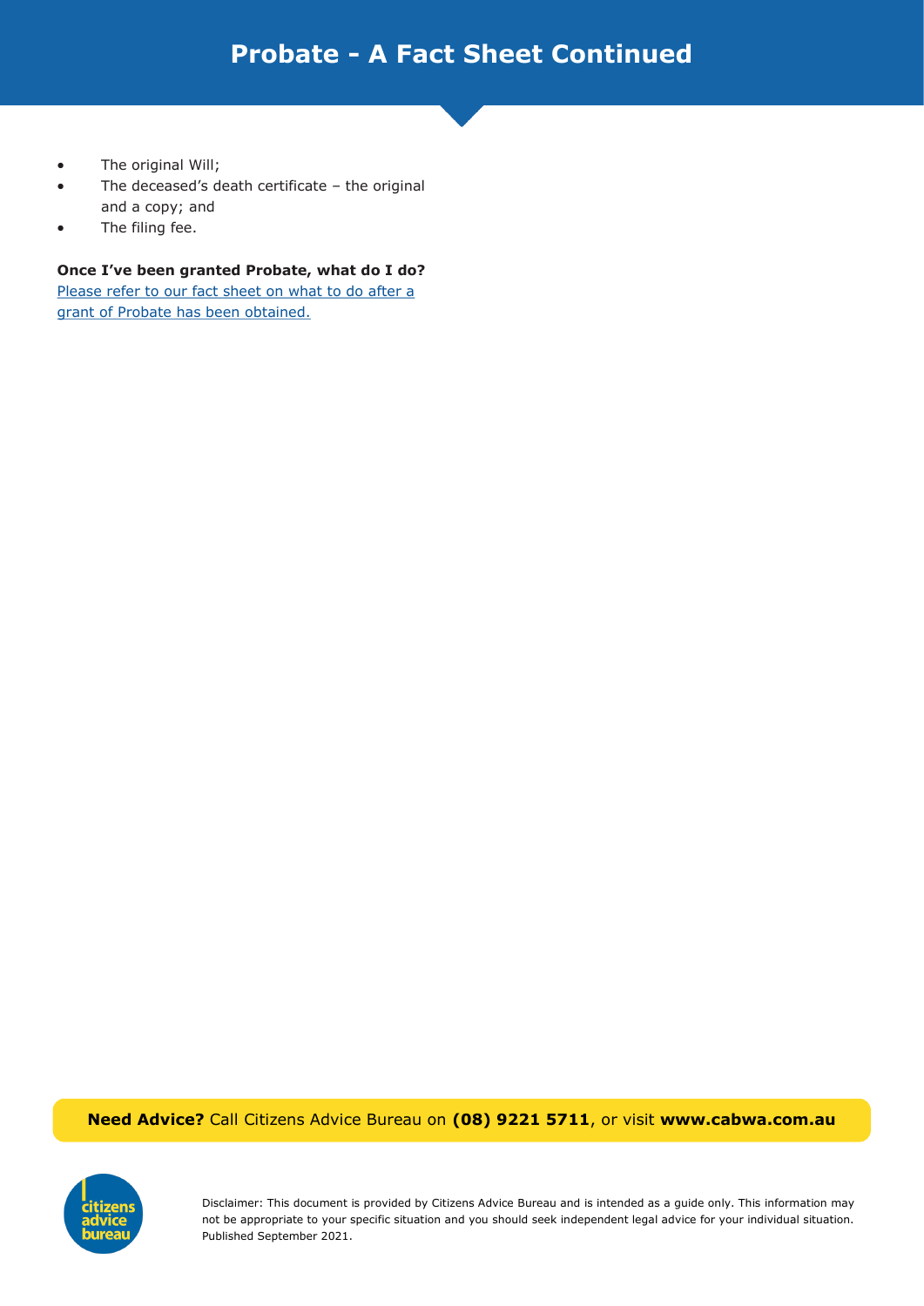- The original Will;
- The deceased's death certificate – the original and a copy; and
- The filing fee.

**Once I've been granted Probate, what do I do?**

Please refer to our fact sheet on what to do after a grant of Probate has been obtained.

**Need Advice?** Call Citizens Advice Bureau on **(08) 9221 5711**, or visit **www.cabwa.com.au**

Disclaimer: This document is provided by Citizens Advice Bureau and is intended as a guide only. This information may not be appropriate to your specific situation and you should seek independent legal advice for your individual situation. Published September 2021.